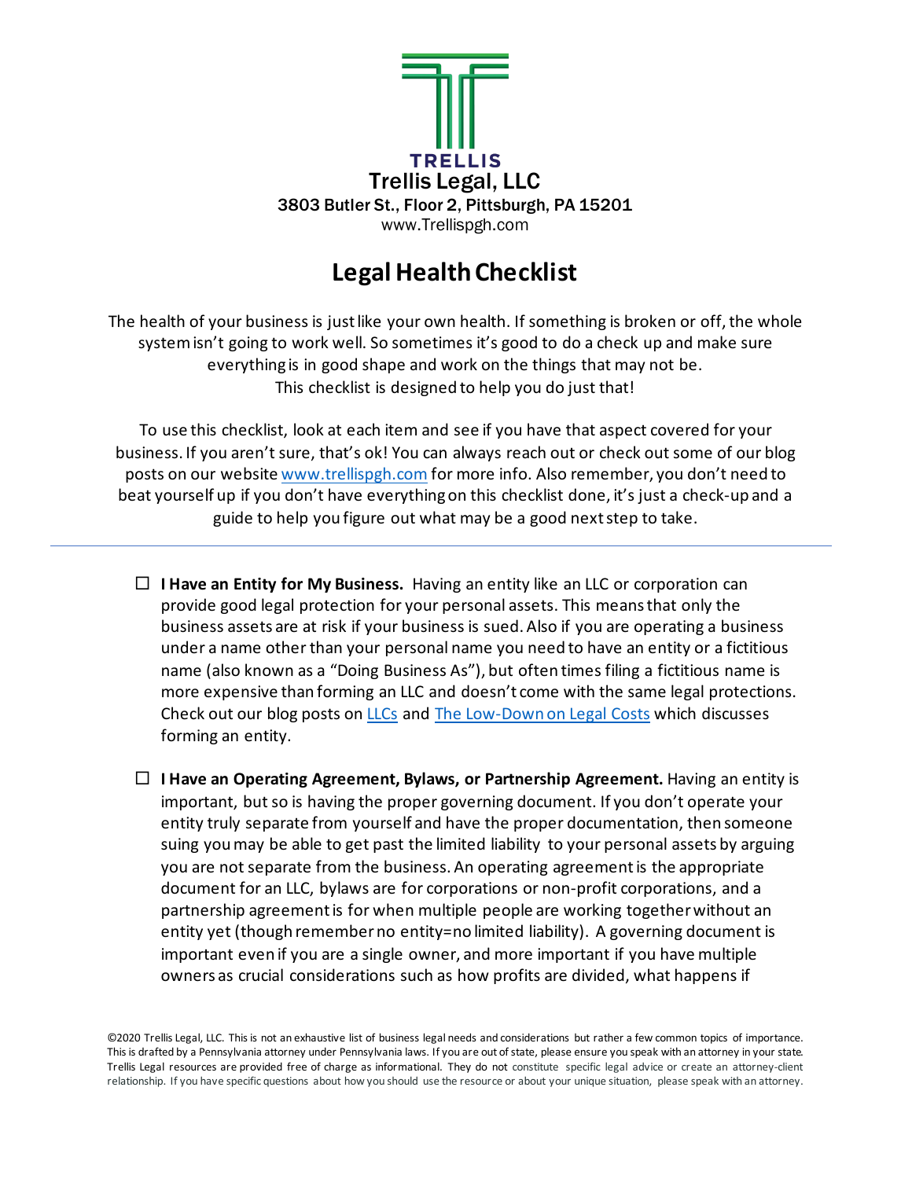TRELLIS

Trellis Legal, LLC

3803 Butler St., Floor 2, Pittsburgh, PA 15201

www.Trellispgh.com

# Legal Health Checklist

The health of your business is just like your own health. If something is broken or off, the whole system isn't going to work well. So sometimes it's good to do a check up and make sure everything is in good shape and work on the things that may not be. This checklist is designed to help you do just that!

To use this checklist, look at each item and see if you have that aspect covered for your business. If you aren't sure, that's ok! You can always reach out or check out some of our blog posts on our website [www.trellispgh.com](www.trellispgh.com) for more info. Also remember, you don't need to beat yourself up if you don't have everything on this checklist done, it's just a check-up and a guide to help you figure out what may be a good next step to take.

---

- ☐ **I Have an Entity for My Business.** Having an entity like an LLC or corporation can provide good legal protection for your personal assets. This means that only the business assets are at risk if your business is sued. Also if you are operating a business under a name other than your personal name you need to have an entity or a fictitious name (also known as a "Doing Business As"), but often times filing a fictitious name is more expensive than forming an LLC and doesn't come with the same legal protections. Check out our blog posts on LLCs and The Low-Down on Legal Costs which discusses forming an entity.

- ☐ **I Have an Operating Agreement, Bylaws, or Partnership Agreement.** Having an entity is important, but so is having the proper governing document. If you don't operate your entity truly separate from yourself and have the proper documentation, then someone suing you may be able to get past the limited liability to your personal assets by arguing you are not separate from the business. An operating agreement is the appropriate document for an LLC, bylaws are for corporations or non-profit corporations, and a partnership agreement is for when multiple people are working together without an entity yet (though remember no entity=no limited liability). A governing document is important even if you are a single owner, and more important if you have multiple owners as crucial considerations such as how profits are divided, what happens if

©2020 Trellis Legal, LLC. This is not an exhaustive list of business legal needs and considerations but rather a few common topics of importance. This is drafted by a Pennsylvania attorney under Pennsylvania laws. If you are out of state, please ensure you speak with an attorney in your state. Trellis Legal resources are provided free of charge as informational. They do not constitute specific legal advice or create an attorney-client relationship. If you have specific questions about how you should use the resource or about your unique situation, please speak with an attorney.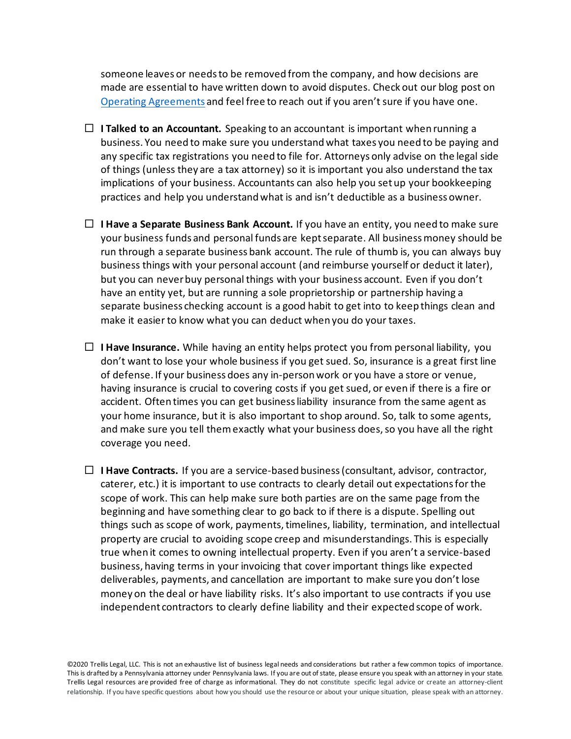someone leaves or needs to be removed from the company, and how decisions are made are essential to have written down to avoid disputes. Check out our blog post on Operating Agreements and feel free to reach out if you aren't sure if you have one.

- ☐ **I Talked to an Accountant.** Speaking to an accountant is important when running a business. You need to make sure you understand what taxes you need to be paying and any specific tax registrations you need to file for. Attorneys only advise on the legal side of things (unless they are a tax attorney) so it is important you also understand the tax implications of your business. Accountants can also help you set up your bookkeeping practices and help you understand what is and isn't deductible as a business owner.

- ☐ **I Have a Separate Business Bank Account.** If you have an entity, you need to make sure your business funds and personal funds are kept separate. All business money should be run through a separate business bank account. The rule of thumb is, you can always buy business things with your personal account (and reimburse yourself or deduct it later), but you can never buy personal things with your business account. Even if you don't have an entity yet, but are running a sole proprietorship or partnership having a separate business checking account is a good habit to get into to keep things clean and make it easier to know what you can deduct when you do your taxes.

- ☐ **I Have Insurance.** While having an entity helps protect you from personal liability, you don't want to lose your whole business if you get sued. So, insurance is a great first line of defense. If your business does any in-person work or you have a store or venue, having insurance is crucial to covering costs if you get sued, or even if there is a fire or accident. Often times you can get business liability insurance from the same agent as your home insurance, but it is also important to shop around. So, talk to some agents, and make sure you tell them exactly what your business does, so you have all the right coverage you need.

- ☐ **I Have Contracts.** If you are a service-based business (consultant, advisor, contractor, caterer, etc.) it is important to use contracts to clearly detail out expectations for the scope of work. This can help make sure both parties are on the same page from the beginning and have something clear to go back to if there is a dispute. Spelling out things such as scope of work, payments, timelines, liability, termination, and intellectual property are crucial to avoiding scope creep and misunderstandings. This is especially true when it comes to owning intellectual property. Even if you aren't a service-based business, having terms in your invoicing that cover important things like expected deliverables, payments, and cancellation are important to make sure you don't lose money on the deal or have liability risks. It's also important to use contracts if you use independent contractors to clearly define liability and their expected scope of work.

©2020 Trellis Legal, LLC. This is not an exhaustive list of business legal needs and considerations but rather a few common topics of importance. This is drafted by a Pennsylvania attorney under Pennsylvania laws. If you are out of state, please ensure you speak with an attorney in your state. Trellis Legal resources are provided free of charge as informational. They do not constitute specific legal advice or create an attorney-client relationship. If you have specific questions about how you should use the resource or about your unique situation, please speak with an attorney.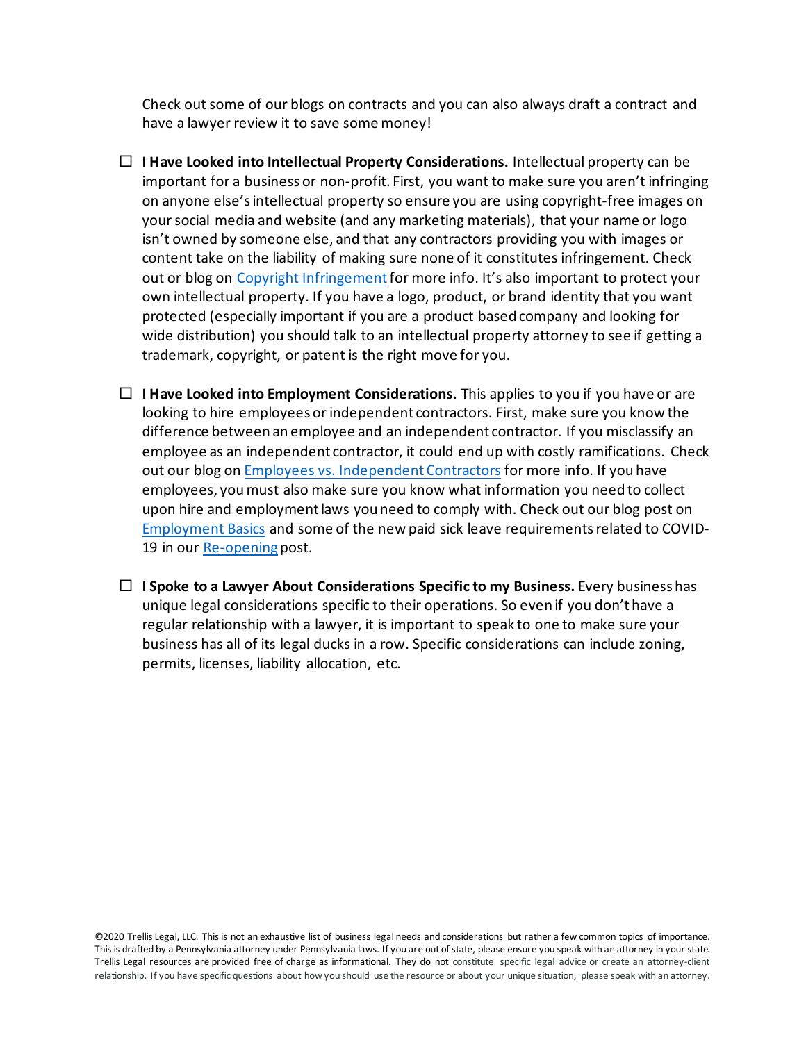Check out some of our blogs on contracts and you can also always draft a contract and have a lawyer review it to save some money!

- ☐ **I Have Looked into Intellectual Property Considerations.** Intellectual property can be important for a business or non-profit. First, you want to make sure you aren't infringing on anyone else's intellectual property so ensure you are using copyright-free images on your social media and website (and any marketing materials), that your name or logo isn't owned by someone else, and that any contractors providing you with images or content take on the liability of making sure none of it constitutes infringement. Check out or blog on Copyright Infringement for more info. It's also important to protect your own intellectual property. If you have a logo, product, or brand identity that you want protected (especially important if you are a product based company and looking for wide distribution) you should talk to an intellectual property attorney to see if getting a trademark, copyright, or patent is the right move for you.

- ☐ **I Have Looked into Employment Considerations.** This applies to you if you have or are looking to hire employees or independent contractors. First, make sure you know the difference between an employee and an independent contractor. If you misclassify an employee as an independent contractor, it could end up with costly ramifications. Check out our blog on Employees vs. Independent Contractors for more info. If you have employees, you must also make sure you know what information you need to collect upon hire and employment laws you need to comply with. Check out our blog post on Employment Basics and some of the new paid sick leave requirements related to COVID-19 in our Re-opening post.

- ☐ **I Spoke to a Lawyer About Considerations Specific to my Business.** Every business has unique legal considerations specific to their operations. So even if you don't have a regular relationship with a lawyer, it is important to speak to one to make sure your business has all of its legal ducks in a row. Specific considerations can include zoning, permits, licenses, liability allocation, etc.

©2020 Trellis Legal, LLC. This is not an exhaustive list of business legal needs and considerations but rather a few common topics of importance. This is drafted by a Pennsylvania attorney under Pennsylvania laws. If you are out of state, please ensure you speak with an attorney in your state. Trellis Legal resources are provided free of charge as informational. They do not constitute specific legal advice or create an attorney-client relationship. If you have specific questions about how you should use the resource or about your unique situation, please speak with an attorney.